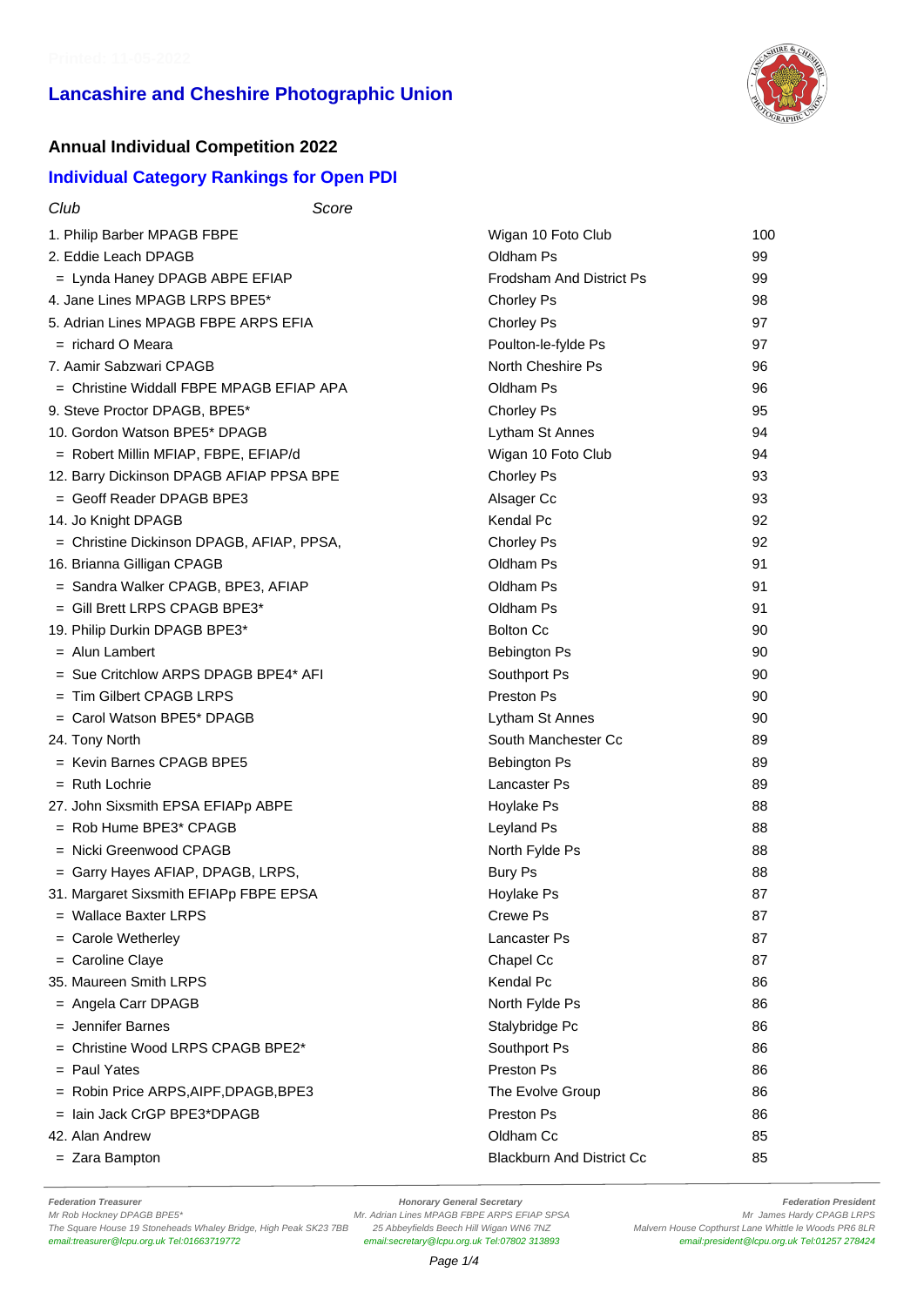# Lancashire and Cheshire Photographic Union

## Annual Individual Competition 2022

### Individual Category Rankings for Open PDI

| Club | | Score |
|---|---|---|
| 1. Philip Barber MPAGB FBPE | Wigan 10 Foto Club | 100 |
| 2. Eddie Leach DPAGB | Oldham Ps | 99 |
| = Lynda Haney DPAGB ABPE EFIAP | Frodsham And District Ps | 99 |
| 4. Jane Lines MPAGB LRPS BPE5* | Chorley Ps | 98 |
| 5. Adrian Lines MPAGB FBPE ARPS EFIA | Chorley Ps | 97 |
| = richard O Meara | Poulton-le-fylde Ps | 97 |
| 7. Aamir Sabzwari CPAGB | North Cheshire Ps | 96 |
| = Christine Widdall FBPE MPAGB EFIAP APA | Oldham Ps | 96 |
| 9. Steve Proctor DPAGB, BPE5* | Chorley Ps | 95 |
| 10. Gordon Watson BPE5* DPAGB | Lytham St Annes | 94 |
| = Robert Millin MFIAP, FBPE, EFIAP/d | Wigan 10 Foto Club | 94 |
| 12. Barry Dickinson DPAGB AFIAP PPSA BPE | Chorley Ps | 93 |
| = Geoff Reader DPAGB BPE3 | Alsager Cc | 93 |
| 14. Jo Knight DPAGB | Kendal Pc | 92 |
| = Christine Dickinson DPAGB, AFIAP, PPSA, | Chorley Ps | 92 |
| 16. Brianna Gilligan CPAGB | Oldham Ps | 91 |
| = Sandra Walker CPAGB, BPE3, AFIAP | Oldham Ps | 91 |
| = Gill Brett LRPS CPAGB BPE3* | Oldham Ps | 91 |
| 19. Philip Durkin DPAGB BPE3* | Bolton Cc | 90 |
| = Alun Lambert | Bebington Ps | 90 |
| = Sue Critchlow ARPS DPAGB BPE4* AFI | Southport Ps | 90 |
| = Tim Gilbert CPAGB LRPS | Preston Ps | 90 |
| = Carol Watson BPE5* DPAGB | Lytham St Annes | 90 |
| 24. Tony North | South Manchester Cc | 89 |
| = Kevin Barnes CPAGB BPE5 | Bebington Ps | 89 |
| = Ruth Lochrie | Lancaster Ps | 89 |
| 27. John Sixsmith EPSA EFIAPp ABPE | Hoylake Ps | 88 |
| = Rob Hume BPE3* CPAGB | Leyland Ps | 88 |
| = Nicki Greenwood CPAGB | North Fylde Ps | 88 |
| = Garry Hayes AFIAP, DPAGB, LRPS, | Bury Ps | 88 |
| 31. Margaret Sixsmith EFIAPp FBPE EPSA | Hoylake Ps | 87 |
| = Wallace Baxter LRPS | Crewe Ps | 87 |
| = Carole Wetherley | Lancaster Ps | 87 |
| = Caroline Claye | Chapel Cc | 87 |
| 35. Maureen Smith LRPS | Kendal Pc | 86 |
| = Angela Carr DPAGB | North Fylde Ps | 86 |
| = Jennifer Barnes | Stalybridge Pc | 86 |
| = Christine Wood LRPS CPAGB BPE2* | Southport Ps | 86 |
| = Paul Yates | Preston Ps | 86 |
| = Robin Price ARPS,AIPF,DPAGB,BPE3 | The Evolve Group | 86 |
| = Iain Jack CrGP BPE3*DPAGB | Preston Ps | 86 |
| 42. Alan Andrew | Oldham Cc | 85 |
| = Zara Bampton | Blackburn And District Cc | 85 |

**Federation Treasurer**
Mr Rob Hockney DPAGB BPE5*
The Square House 19 Stoneheads Whaley Bridge, High Peak SK23 7BB
email:treasurer@lcpu.org.uk Tel:01663719772

**Honorary General Secretary**
Mr. Adrian Lines MPAGB FBPE ARPS EFIAP SPSA
25 Abbeyfields Beech Hill Wigan WN6 7NZ
email:secretary@lcpu.org.uk Tel:07802 313893

**Federation President**
Mr James Hardy CPAGB LRPS
Malvern House Copthurst Lane Whittle le Woods PR6 8LR
email:president@lcpu.org.uk Tel:01257 278424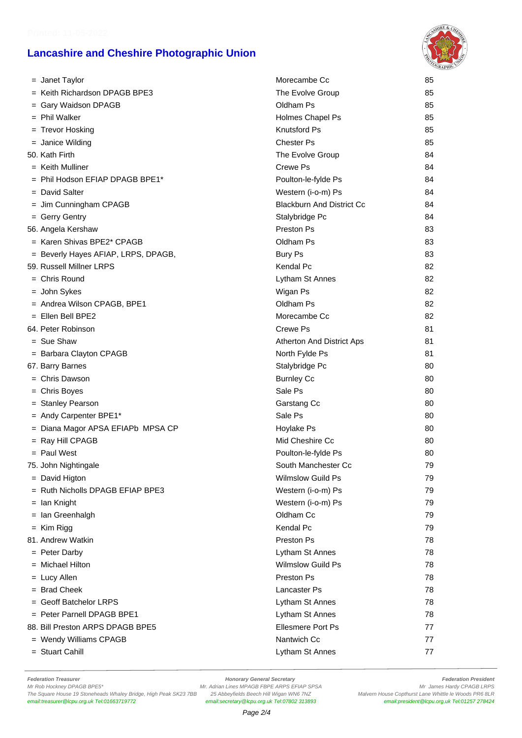## Lancashire and Cheshire Photographic Union

| Position / Name | Club | Score |
|---|---|---|
| = Janet Taylor | Morecambe Cc | 85 |
| = Keith Richardson DPAGB BPE3 | The Evolve Group | 85 |
| = Gary Waidson DPAGB | Oldham Ps | 85 |
| = Phil Walker | Holmes Chapel Ps | 85 |
| = Trevor Hosking | Knutsford Ps | 85 |
| = Janice Wilding | Chester Ps | 85 |
| 50. Kath Firth | The Evolve Group | 84 |
| = Keith Mulliner | Crewe Ps | 84 |
| = Phil Hodson EFIAP DPAGB BPE1* | Poulton-le-fylde Ps | 84 |
| = David Salter | Western (i-o-m) Ps | 84 |
| = Jim Cunningham CPAGB | Blackburn And District Cc | 84 |
| = Gerry Gentry | Stalybridge Pc | 84 |
| 56. Angela Kershaw | Preston Ps | 83 |
| = Karen Shivas BPE2* CPAGB | Oldham Ps | 83 |
| = Beverly Hayes AFIAP, LRPS, DPAGB, | Bury Ps | 83 |
| 59. Russell Millner LRPS | Kendal Pc | 82 |
| = Chris Round | Lytham St Annes | 82 |
| = John Sykes | Wigan Ps | 82 |
| = Andrea Wilson CPAGB, BPE1 | Oldham Ps | 82 |
| = Ellen Bell BPE2 | Morecambe Cc | 82 |
| 64. Peter Robinson | Crewe Ps | 81 |
| = Sue Shaw | Atherton And District Aps | 81 |
| = Barbara Clayton CPAGB | North Fylde Ps | 81 |
| 67. Barry Barnes | Stalybridge Pc | 80 |
| = Chris Dawson | Burnley Cc | 80 |
| = Chris Boyes | Sale Ps | 80 |
| = Stanley Pearson | Garstang Cc | 80 |
| = Andy Carpenter BPE1* | Sale Ps | 80 |
| = Diana Magor APSA EFIAPb MPSA CP | Hoylake Ps | 80 |
| = Ray Hill CPAGB | Mid Cheshire Cc | 80 |
| = Paul West | Poulton-le-fylde Ps | 80 |
| 75. John Nightingale | South Manchester Cc | 79 |
| = David Higton | Wilmslow Guild Ps | 79 |
| = Ruth Nicholls DPAGB EFIAP BPE3 | Western (i-o-m) Ps | 79 |
| = Ian Knight | Western (i-o-m) Ps | 79 |
| = Ian Greenhalgh | Oldham Cc | 79 |
| = Kim Rigg | Kendal Pc | 79 |
| 81. Andrew Watkin | Preston Ps | 78 |
| = Peter Darby | Lytham St Annes | 78 |
| = Michael Hilton | Wilmslow Guild Ps | 78 |
| = Lucy Allen | Preston Ps | 78 |
| = Brad Cheek | Lancaster Ps | 78 |
| = Geoff Batchelor LRPS | Lytham St Annes | 78 |
| = Peter Parnell DPAGB BPE1 | Lytham St Annes | 78 |
| 88. Bill Preston ARPS DPAGB BPE5 | Ellesmere Port Ps | 77 |
| = Wendy Williams CPAGB | Nantwich Cc | 77 |
| = Stuart Cahill | Lytham St Annes | 77 |

**Federation Treasurer**
Mr Rob Hockney DPAGB BPE5*
The Square House 19 Stoneheads Whaley Bridge, High Peak SK23 7BB
email:treasurer@lcpu.org.uk Tel:01663719772

**Honorary General Secretary**
Mr. Adrian Lines MPAGB FBPE ARPS EFIAP SPSA
25 Abbeyfields Beech Hill Wigan WN6 7NZ
email:secretary@lcpu.org.uk Tel:07802 313893

**Federation President**
Mr James Hardy CPAGB LRPS
Malvern House Copthurst Lane Whittle le Woods PR6 8LR
email:president@lcpu.org.uk Tel:01257 278424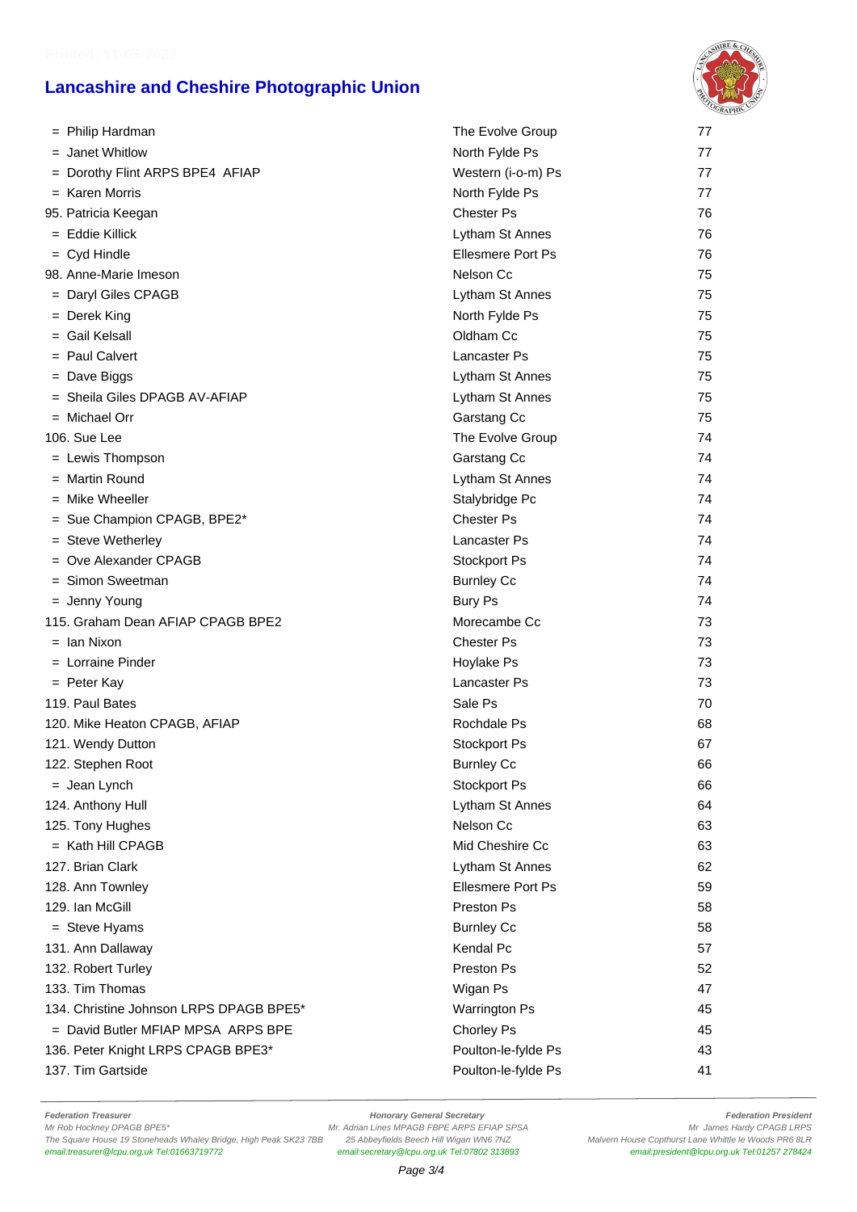# Lancashire and Cheshire Photographic Union

| | | |
|---|---|---|
| = Philip Hardman | The Evolve Group | 77 |
| = Janet Whitlow | North Fylde Ps | 77 |
| = Dorothy Flint ARPS BPE4 AFIAP | Western (i-o-m) Ps | 77 |
| = Karen Morris | North Fylde Ps | 77 |
| 95. Patricia Keegan | Chester Ps | 76 |
| = Eddie Killick | Lytham St Annes | 76 |
| = Cyd Hindle | Ellesmere Port Ps | 76 |
| 98. Anne-Marie Imeson | Nelson Cc | 75 |
| = Daryl Giles CPAGB | Lytham St Annes | 75 |
| = Derek King | North Fylde Ps | 75 |
| = Gail Kelsall | Oldham Cc | 75 |
| = Paul Calvert | Lancaster Ps | 75 |
| = Dave Biggs | Lytham St Annes | 75 |
| = Sheila Giles DPAGB AV-AFIAP | Lytham St Annes | 75 |
| = Michael Orr | Garstang Cc | 75 |
| 106. Sue Lee | The Evolve Group | 74 |
| = Lewis Thompson | Garstang Cc | 74 |
| = Martin Round | Lytham St Annes | 74 |
| = Mike Wheeller | Stalybridge Pc | 74 |
| = Sue Champion CPAGB, BPE2* | Chester Ps | 74 |
| = Steve Wetherley | Lancaster Ps | 74 |
| = Ove Alexander CPAGB | Stockport Ps | 74 |
| = Simon Sweetman | Burnley Cc | 74 |
| = Jenny Young | Bury Ps | 74 |
| 115. Graham Dean AFIAP CPAGB BPE2 | Morecambe Cc | 73 |
| = Ian Nixon | Chester Ps | 73 |
| = Lorraine Pinder | Hoylake Ps | 73 |
| = Peter Kay | Lancaster Ps | 73 |
| 119. Paul Bates | Sale Ps | 70 |
| 120. Mike Heaton CPAGB, AFIAP | Rochdale Ps | 68 |
| 121. Wendy Dutton | Stockport Ps | 67 |
| 122. Stephen Root | Burnley Cc | 66 |
| = Jean Lynch | Stockport Ps | 66 |
| 124. Anthony Hull | Lytham St Annes | 64 |
| 125. Tony Hughes | Nelson Cc | 63 |
| = Kath Hill CPAGB | Mid Cheshire Cc | 63 |
| 127. Brian Clark | Lytham St Annes | 62 |
| 128. Ann Townley | Ellesmere Port Ps | 59 |
| 129. Ian McGill | Preston Ps | 58 |
| = Steve Hyams | Burnley Cc | 58 |
| 131. Ann Dallaway | Kendal Pc | 57 |
| 132. Robert Turley | Preston Ps | 52 |
| 133. Tim Thomas | Wigan Ps | 47 |
| 134. Christine Johnson LRPS DPAGB BPE5* | Warrington Ps | 45 |
| = David Butler MFIAP MPSA ARPS BPE | Chorley Ps | 45 |
| 136. Peter Knight LRPS CPAGB BPE3* | Poulton-le-fylde Ps | 43 |
| 137. Tim Gartside | Poulton-le-fylde Ps | 41 |

**Federation Treasurer**
Mr Rob Hockney DPAGB BPE5*
The Square House 19 Stoneheads Whaley Bridge, High Peak SK23 7BB
email:treasurer@lcpu.org.uk Tel:01663719772

**Honorary General Secretary**
Mr. Adrian Lines MPAGB FBPE ARPS EFIAP SPSA
25 Abbeyfields Beech Hill Wigan WN6 7NZ
email:secretary@lcpu.org.uk Tel:07802 313893

**Federation President**
Mr James Hardy CPAGB LRPS
Malvern House Copthurst Lane Whittle le Woods PR6 8LR
email:president@lcpu.org.uk Tel:01257 278424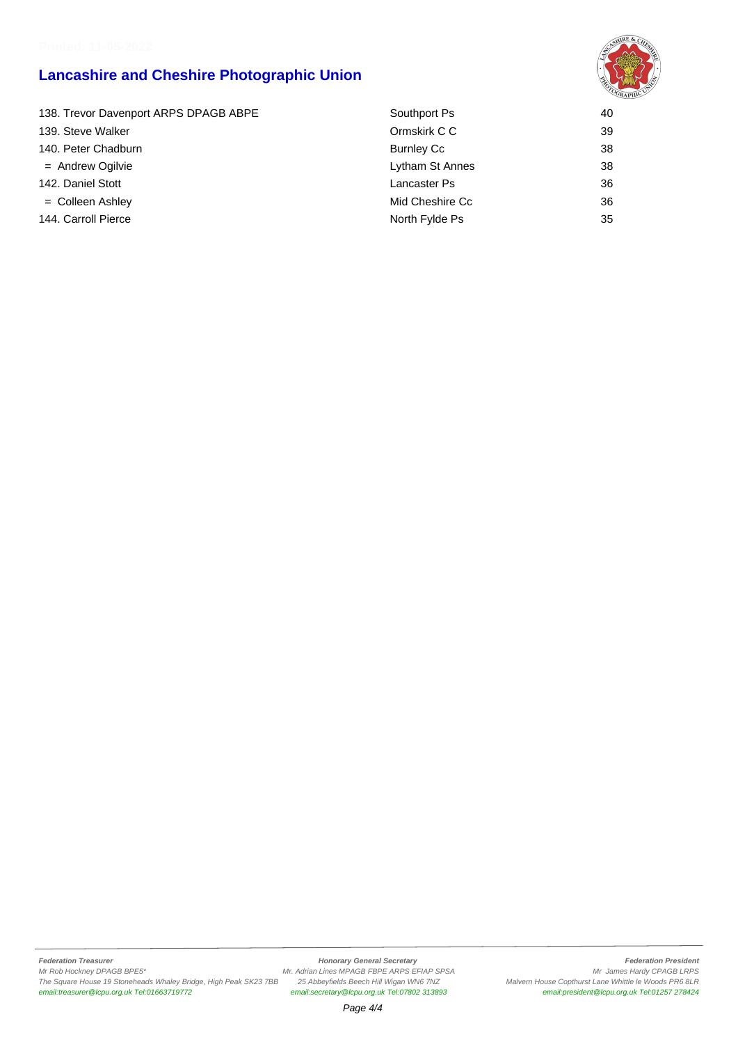## Lancashire and Cheshire Photographic Union

| | | |
|---|---|---|
| 138. Trevor Davenport ARPS DPAGB ABPE | Southport Ps | 40 |
| 139. Steve Walker | Ormskirk C C | 39 |
| 140. Peter Chadburn | Burnley Cc | 38 |
| = Andrew Ogilvie | Lytham St Annes | 38 |
| 142. Daniel Stott | Lancaster Ps | 36 |
| = Colleen Ashley | Mid Cheshire Cc | 36 |
| 144. Carroll Pierce | North Fylde Ps | 35 |

**Federation Treasurer**
Mr Rob Hockney DPAGB BPE5*
The Square House 19 Stoneheads Whaley Bridge, High Peak SK23 7BB
email:treasurer@lcpu.org.uk Tel:01663719772

**Honorary General Secretary**
Mr. Adrian Lines MPAGB FBPE ARPS EFIAP SPSA
25 Abbeyfields Beech Hill Wigan WN6 7NZ
email:secretary@lcpu.org.uk Tel:07802 313893

**Federation President**
Mr James Hardy CPAGB LRPS
Malvern House Copthurst Lane Whittle le Woods PR6 8LR
email:president@lcpu.org.uk Tel:01257 278424